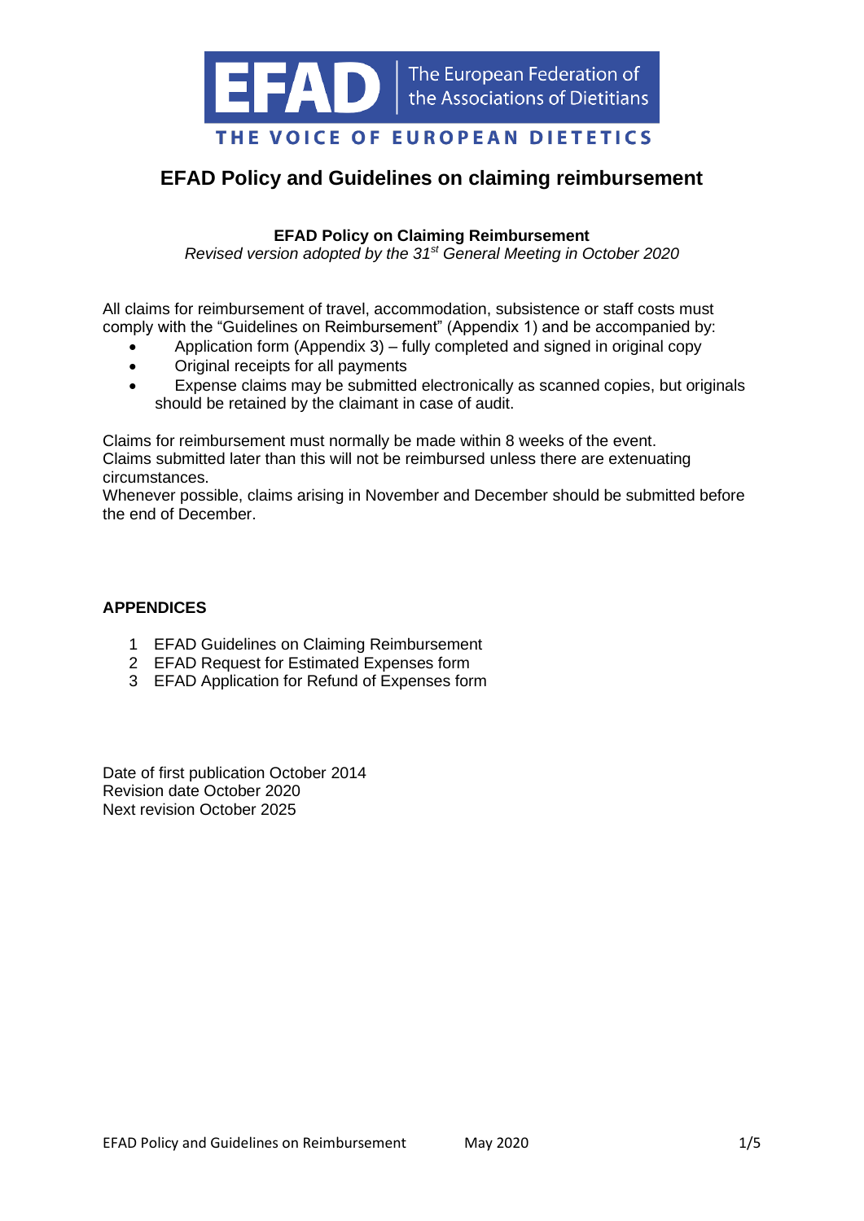EFAD The European Federation of the Associations of Dietitians

THE VOICE OF EUROPEAN DIETETICS

# EFAD Policy and Guidelines on claiming reimbursement

**EFAD Policy on Claiming Reimbursement**

*Revised version adopted by the 31st General Meeting in October 2020*

All claims for reimbursement of travel, accommodation, subsistence or staff costs must comply with the "Guidelines on Reimbursement" (Appendix 1) and be accompanied by:

- Application form (Appendix 3) – fully completed and signed in original copy
- Original receipts for all payments
- Expense claims may be submitted electronically as scanned copies, but originals should be retained by the claimant in case of audit.

Claims for reimbursement must normally be made within 8 weeks of the event.
Claims submitted later than this will not be reimbursed unless there are extenuating circumstances.
Whenever possible, claims arising in November and December should be submitted before the end of December.

**APPENDICES**

1. EFAD Guidelines on Claiming Reimbursement
2. EFAD Request for Estimated Expenses form
3. EFAD Application for Refund of Expenses form

Date of first publication October 2014
Revision date October 2020
Next revision October 2025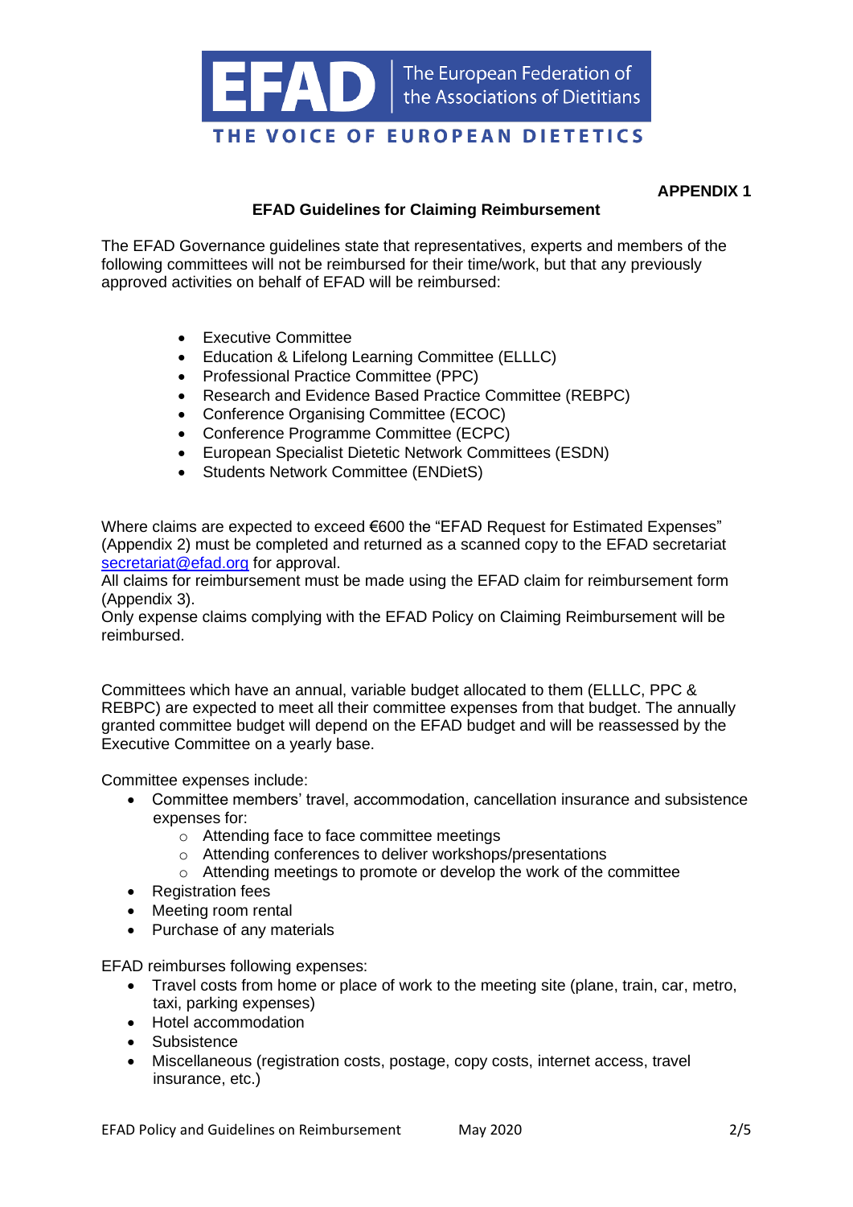**APPENDIX 1**

## EFAD Guidelines for Claiming Reimbursement

The EFAD Governance guidelines state that representatives, experts and members of the following committees will not be reimbursed for their time/work, but that any previously approved activities on behalf of EFAD will be reimbursed:

- Executive Committee
- Education & Lifelong Learning Committee (ELLLC)
- Professional Practice Committee (PPC)
- Research and Evidence Based Practice Committee (REBPC)
- Conference Organising Committee (ECOC)
- Conference Programme Committee (ECPC)
- European Specialist Dietetic Network Committees (ESDN)
- Students Network Committee (ENDietS)

Where claims are expected to exceed €600 the "EFAD Request for Estimated Expenses" (Appendix 2) must be completed and returned as a scanned copy to the EFAD secretariat secretariat@efad.org for approval.
All claims for reimbursement must be made using the EFAD claim for reimbursement form (Appendix 3).
Only expense claims complying with the EFAD Policy on Claiming Reimbursement will be reimbursed.

Committees which have an annual, variable budget allocated to them (ELLLC, PPC & REBPC) are expected to meet all their committee expenses from that budget. The annually granted committee budget will depend on the EFAD budget and will be reassessed by the Executive Committee on a yearly base.

Committee expenses include:

- Committee members' travel, accommodation, cancellation insurance and subsistence expenses for:
  - Attending face to face committee meetings
  - Attending conferences to deliver workshops/presentations
  - Attending meetings to promote or develop the work of the committee
- Registration fees
- Meeting room rental
- Purchase of any materials

EFAD reimburses following expenses:

- Travel costs from home or place of work to the meeting site (plane, train, car, metro, taxi, parking expenses)
- Hotel accommodation
- Subsistence
- Miscellaneous (registration costs, postage, copy costs, internet access, travel insurance, etc.)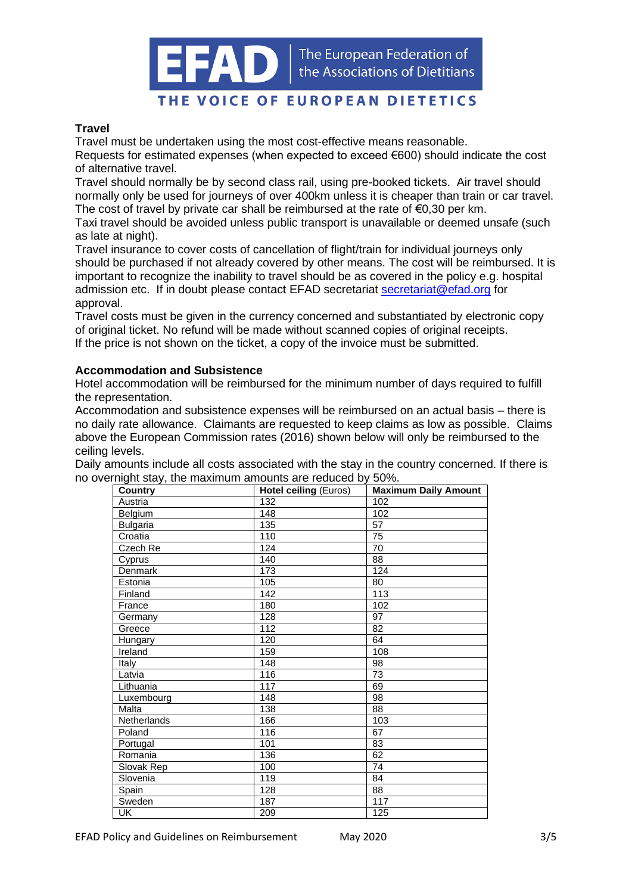## Travel

Travel must be undertaken using the most cost-effective means reasonable.

Requests for estimated expenses (when expected to exceed €600) should indicate the cost of alternative travel.

Travel should normally be by second class rail, using pre-booked tickets. Air travel should normally only be used for journeys of over 400km unless it is cheaper than train or car travel. The cost of travel by private car shall be reimbursed at the rate of €0,30 per km.

Taxi travel should be avoided unless public transport is unavailable or deemed unsafe (such as late at night).

Travel insurance to cover costs of cancellation of flight/train for individual journeys only should be purchased if not already covered by other means. The cost will be reimbursed. It is important to recognize the inability to travel should be as covered in the policy e.g. hospital admission etc. If in doubt please contact EFAD secretariat secretariat@efad.org for approval.

Travel costs must be given in the currency concerned and substantiated by electronic copy of original ticket. No refund will be made without scanned copies of original receipts.

If the price is not shown on the ticket, a copy of the invoice must be submitted.

## Accommodation and Subsistence

Hotel accommodation will be reimbursed for the minimum number of days required to fulfill the representation.

Accommodation and subsistence expenses will be reimbursed on an actual basis – there is no daily rate allowance. Claimants are requested to keep claims as low as possible. Claims above the European Commission rates (2016) shown below will only be reimbursed to the ceiling levels.

Daily amounts include all costs associated with the stay in the country concerned. If there is no overnight stay, the maximum amounts are reduced by 50%.

| **Country** | **Hotel ceiling** (Euros) | **Maximum Daily Amount** |
|---|---|---|
| Austria | 132 | 102 |
| Belgium | 148 | 102 |
| Bulgaria | 135 | 57 |
| Croatia | 110 | 75 |
| Czech Re | 124 | 70 |
| Cyprus | 140 | 88 |
| Denmark | 173 | 124 |
| Estonia | 105 | 80 |
| Finland | 142 | 113 |
| France | 180 | 102 |
| Germany | 128 | 97 |
| Greece | 112 | 82 |
| Hungary | 120 | 64 |
| Ireland | 159 | 108 |
| Italy | 148 | 98 |
| Latvia | 116 | 73 |
| Lithuania | 117 | 69 |
| Luxembourg | 148 | 98 |
| Malta | 138 | 88 |
| Netherlands | 166 | 103 |
| Poland | 116 | 67 |
| Portugal | 101 | 83 |
| Romania | 136 | 62 |
| Slovak Rep | 100 | 74 |
| Slovenia | 119 | 84 |
| Spain | 128 | 88 |
| Sweden | 187 | 117 |
| UK | 209 | 125 |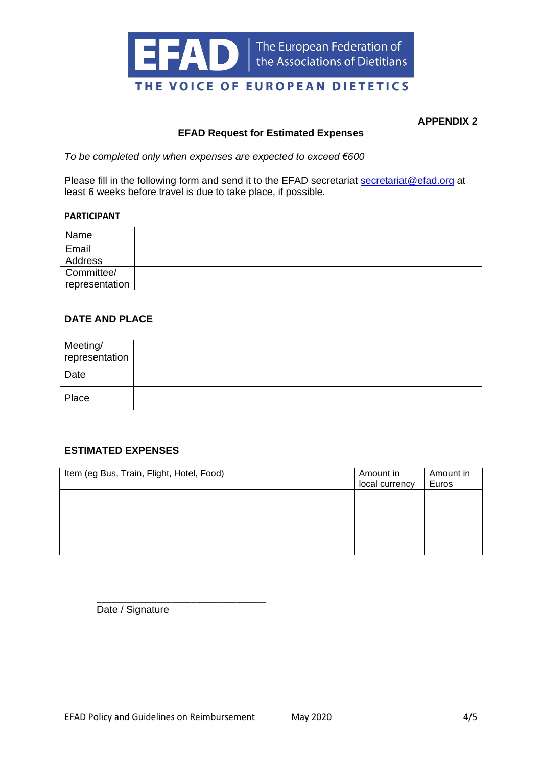EFAD The European Federation of the Associations of Dietitians

THE VOICE OF EUROPEAN DIETETICS

**APPENDIX 2**

**EFAD Request for Estimated Expenses**

*To be completed only when expenses are expected to exceed €600*

Please fill in the following form and send it to the EFAD secretariat secretariat@efad.org at least 6 weeks before travel is due to take place, if possible.

**PARTICIPANT**

| | |
|---|---|
| Name | |
| Email Address | |
| Committee/ representation | |

**DATE AND PLACE**

| | |
|---|---|
| Meeting/ representation | |
| Date | |
| Place | |

**ESTIMATED EXPENSES**

| Item (eg Bus, Train, Flight, Hotel, Food) | Amount in local currency | Amount in Euros |
|---|---|---|
| | | |
| | | |
| | | |
| | | |
| | | |
| | | |

\_\_\_\_\_\_\_\_\_\_\_\_\_\_\_\_\_\_\_\_\_\_\_\_\_\_\_\_\_\_\_\_

Date / Signature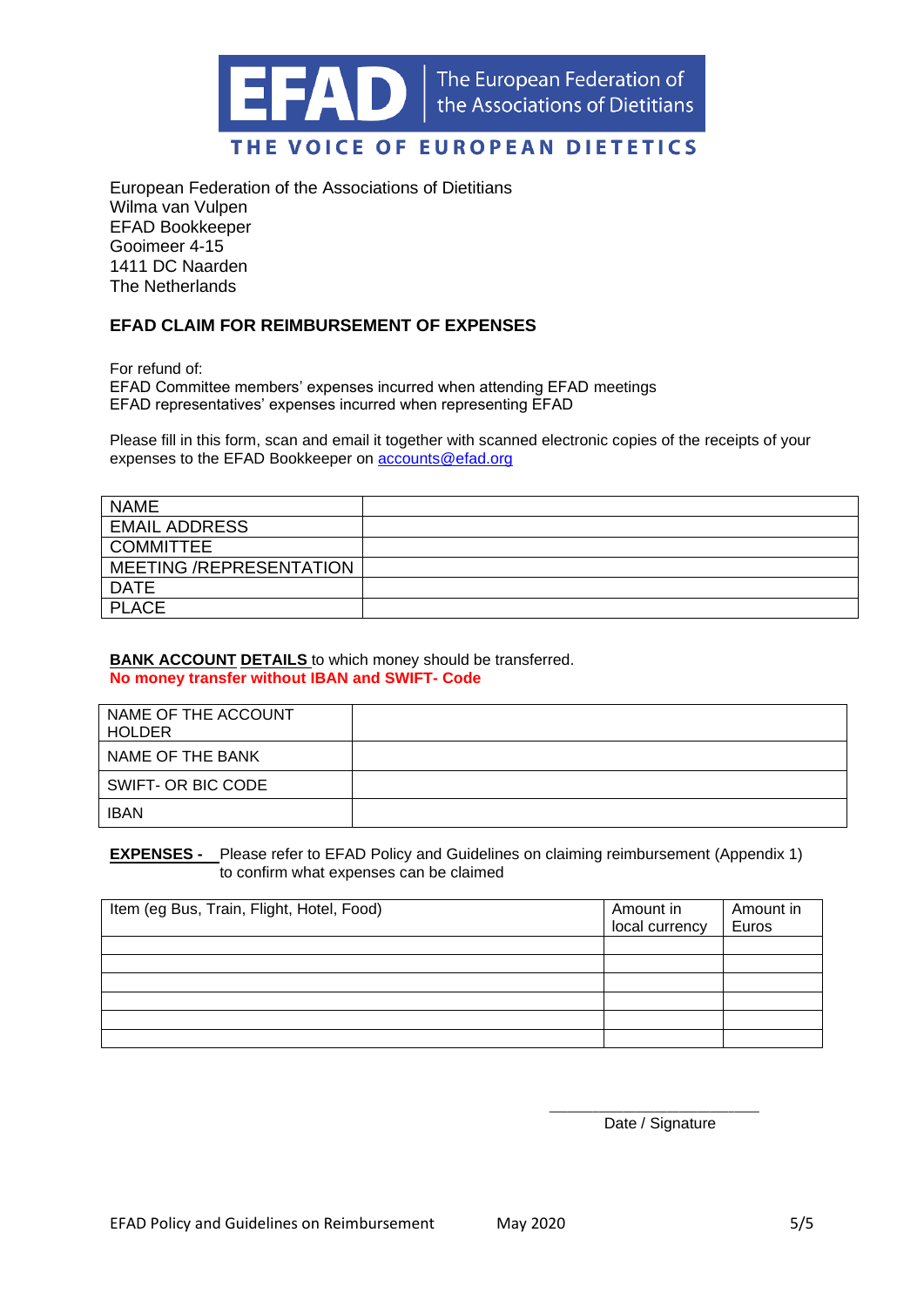EFAD The European Federation of the Associations of Dietitians

THE VOICE OF EUROPEAN DIETETICS

European Federation of the Associations of Dietitians
Wilma van Vulpen
EFAD Bookkeeper
Gooimeer 4-15
1411 DC Naarden
The Netherlands

**EFAD CLAIM FOR REIMBURSEMENT OF EXPENSES**

For refund of:
EFAD Committee members' expenses incurred when attending EFAD meetings
EFAD representatives' expenses incurred when representing EFAD

Please fill in this form, scan and email it together with scanned electronic copies of the receipts of your expenses to the EFAD Bookkeeper on accounts@efad.org

| | |
|---|---|
| NAME | |
| EMAIL ADDRESS | |
| COMMITTEE | |
| MEETING /REPRESENTATION | |
| DATE | |
| PLACE | |

**BANK ACCOUNT DETAILS** to which money should be transferred.
**No money transfer without IBAN and SWIFT- Code**

| | |
|---|---|
| NAME OF THE ACCOUNT HOLDER | |
| NAME OF THE BANK | |
| SWIFT- OR BIC CODE | |
| IBAN | |

**EXPENSES -** Please refer to EFAD Policy and Guidelines on claiming reimbursement (Appendix 1) to confirm what expenses can be claimed

| Item (eg Bus, Train, Flight, Hotel, Food) | Amount in local currency | Amount in Euros |
|---|---|---|
| | | |
| | | |
| | | |
| | | |
| | | |
| | | |

\_\_\_\_\_\_\_\_\_\_\_\_\_\_\_\_\_\_\_\_\_\_\_\_\_\_
Date / Signature